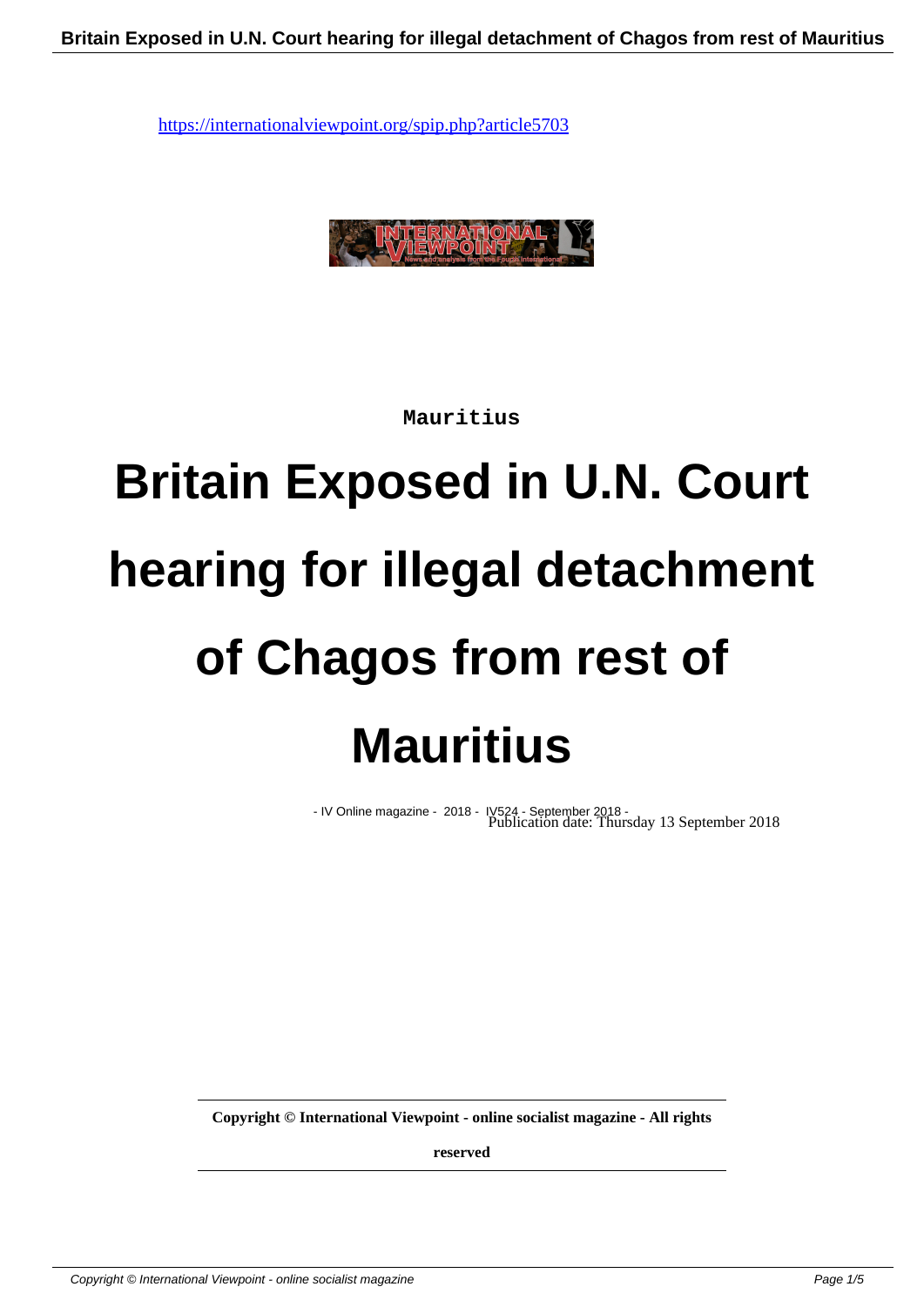https://internationalviewpoint.org/spip.php?article5703

Mauritius

# Britain Exposed in U.N. Court hearing for illegal detachment of Chagos from rest of Mauritius

- IV Online magazine - 2018 - IV524 - September 2018 -
Publication date: Thursday 13 September 2018

**Copyright © International Viewpoint - online socialist magazine - All rights reserved**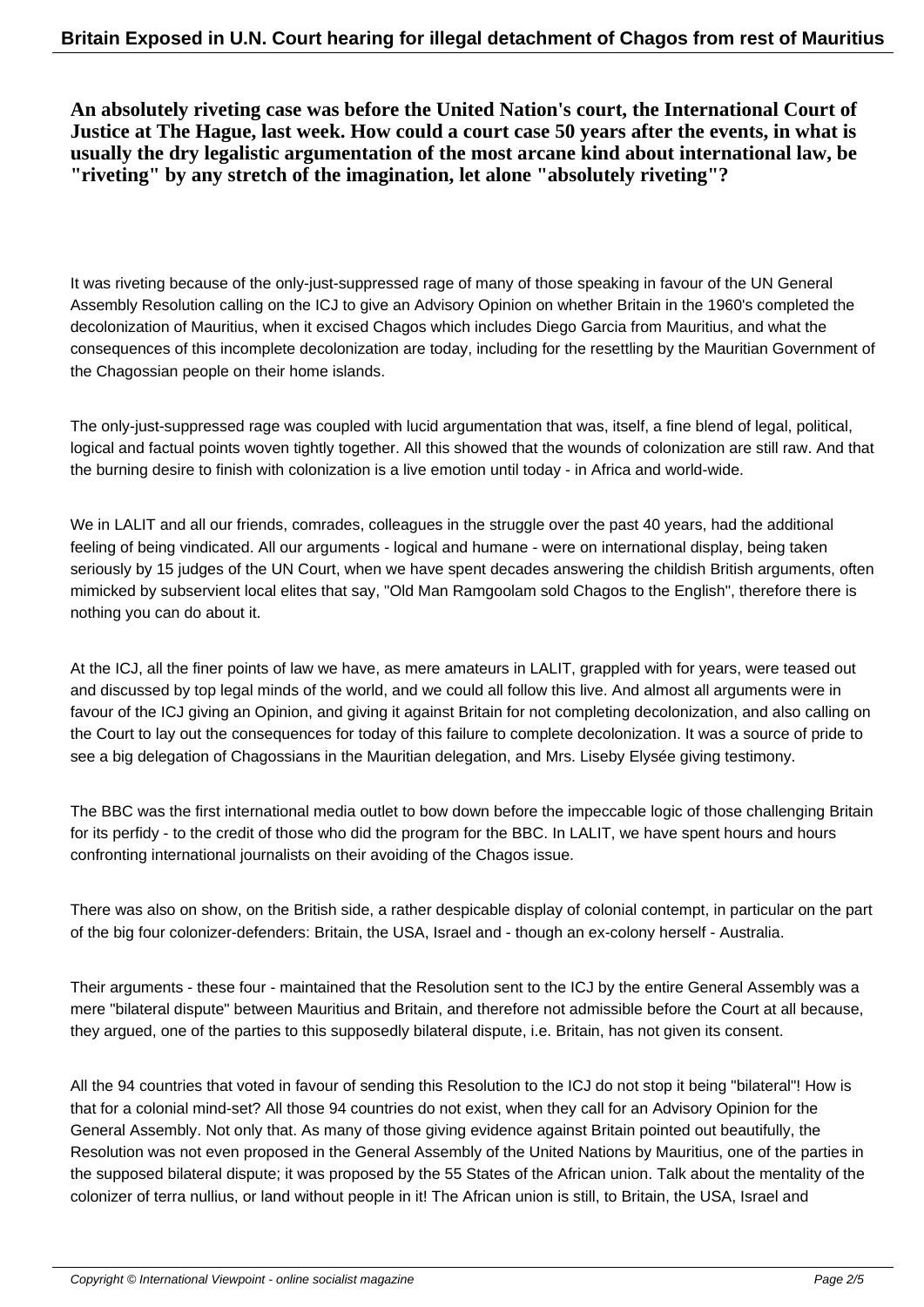**An absolutely riveting case was before the United Nation's court, the International Court of Justice at The Hague, last week. How could a court case 50 years after the events, in what is usually the dry legalistic argumentation of the most arcane kind about international law, be "riveting" by any stretch of the imagination, let alone "absolutely riveting"?**

It was riveting because of the only-just-suppressed rage of many of those speaking in favour of the UN General Assembly Resolution calling on the ICJ to give an Advisory Opinion on whether Britain in the 1960's completed the decolonization of Mauritius, when it excised Chagos which includes Diego Garcia from Mauritius, and what the consequences of this incomplete decolonization are today, including for the resettling by the Mauritian Government of the Chagossian people on their home islands.

The only-just-suppressed rage was coupled with lucid argumentation that was, itself, a fine blend of legal, political, logical and factual points woven tightly together. All this showed that the wounds of colonization are still raw. And that the burning desire to finish with colonization is a live emotion until today - in Africa and world-wide.

We in LALIT and all our friends, comrades, colleagues in the struggle over the past 40 years, had the additional feeling of being vindicated. All our arguments - logical and humane - were on international display, being taken seriously by 15 judges of the UN Court, when we have spent decades answering the childish British arguments, often mimicked by subservient local elites that say, "Old Man Ramgoolam sold Chagos to the English", therefore there is nothing you can do about it.

At the ICJ, all the finer points of law we have, as mere amateurs in LALIT, grappled with for years, were teased out and discussed by top legal minds of the world, and we could all follow this live. And almost all arguments were in favour of the ICJ giving an Opinion, and giving it against Britain for not completing decolonization, and also calling on the Court to lay out the consequences for today of this failure to complete decolonization. It was a source of pride to see a big delegation of Chagossians in the Mauritian delegation, and Mrs. Liseby Elysée giving testimony.

The BBC was the first international media outlet to bow down before the impeccable logic of those challenging Britain for its perfidy - to the credit of those who did the program for the BBC. In LALIT, we have spent hours and hours confronting international journalists on their avoiding of the Chagos issue.

There was also on show, on the British side, a rather despicable display of colonial contempt, in particular on the part of the big four colonizer-defenders: Britain, the USA, Israel and - though an ex-colony herself - Australia.

Their arguments - these four - maintained that the Resolution sent to the ICJ by the entire General Assembly was a mere "bilateral dispute" between Mauritius and Britain, and therefore not admissible before the Court at all because, they argued, one of the parties to this supposedly bilateral dispute, i.e. Britain, has not given its consent.

All the 94 countries that voted in favour of sending this Resolution to the ICJ do not stop it being "bilateral"! How is that for a colonial mind-set? All those 94 countries do not exist, when they call for an Advisory Opinion for the General Assembly. Not only that. As many of those giving evidence against Britain pointed out beautifully, the Resolution was not even proposed in the General Assembly of the United Nations by Mauritius, one of the parties in the supposed bilateral dispute; it was proposed by the 55 States of the African union. Talk about the mentality of the colonizer of terra nullius, or land without people in it! The African union is still, to Britain, the USA, Israel and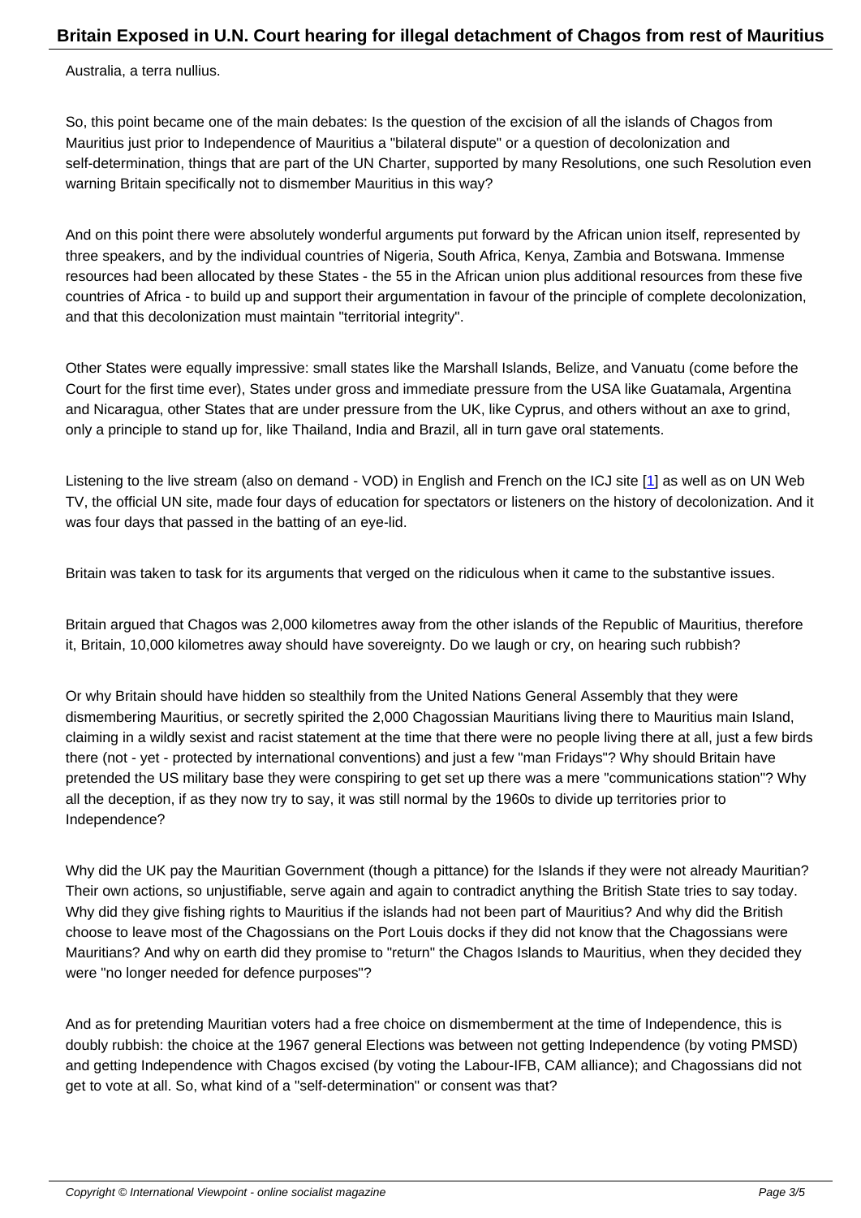Australia, a terra nullius.

So, this point became one of the main debates: Is the question of the excision of all the islands of Chagos from Mauritius just prior to Independence of Mauritius a "bilateral dispute" or a question of decolonization and self-determination, things that are part of the UN Charter, supported by many Resolutions, one such Resolution even warning Britain specifically not to dismember Mauritius in this way?

And on this point there were absolutely wonderful arguments put forward by the African union itself, represented by three speakers, and by the individual countries of Nigeria, South Africa, Kenya, Zambia and Botswana. Immense resources had been allocated by these States - the 55 in the African union plus additional resources from these five countries of Africa - to build up and support their argumentation in favour of the principle of complete decolonization, and that this decolonization must maintain "territorial integrity".

Other States were equally impressive: small states like the Marshall Islands, Belize, and Vanuatu (come before the Court for the first time ever), States under gross and immediate pressure from the USA like Guatamala, Argentina and Nicaragua, other States that are under pressure from the UK, like Cyprus, and others without an axe to grind, only a principle to stand up for, like Thailand, India and Brazil, all in turn gave oral statements.

Listening to the live stream (also on demand - VOD) in English and French on the ICJ site [1] as well as on UN Web TV, the official UN site, made four days of education for spectators or listeners on the history of decolonization. And it was four days that passed in the batting of an eye-lid.

Britain was taken to task for its arguments that verged on the ridiculous when it came to the substantive issues.

Britain argued that Chagos was 2,000 kilometres away from the other islands of the Republic of Mauritius, therefore it, Britain, 10,000 kilometres away should have sovereignty. Do we laugh or cry, on hearing such rubbish?

Or why Britain should have hidden so stealthily from the United Nations General Assembly that they were dismembering Mauritius, or secretly spirited the 2,000 Chagossian Mauritians living there to Mauritius main Island, claiming in a wildly sexist and racist statement at the time that there were no people living there at all, just a few birds there (not - yet - protected by international conventions) and just a few "man Fridays"? Why should Britain have pretended the US military base they were conspiring to get set up there was a mere "communications station"? Why all the deception, if as they now try to say, it was still normal by the 1960s to divide up territories prior to Independence?

Why did the UK pay the Mauritian Government (though a pittance) for the Islands if they were not already Mauritian? Their own actions, so unjustifiable, serve again and again to contradict anything the British State tries to say today. Why did they give fishing rights to Mauritius if the islands had not been part of Mauritius? And why did the British choose to leave most of the Chagossians on the Port Louis docks if they did not know that the Chagossians were Mauritians? And why on earth did they promise to "return" the Chagos Islands to Mauritius, when they decided they were "no longer needed for defence purposes"?

And as for pretending Mauritian voters had a free choice on dismemberment at the time of Independence, this is doubly rubbish: the choice at the 1967 general Elections was between not getting Independence (by voting PMSD) and getting Independence with Chagos excised (by voting the Labour-IFB, CAM alliance); and Chagossians did not get to vote at all. So, what kind of a "self-determination" or consent was that?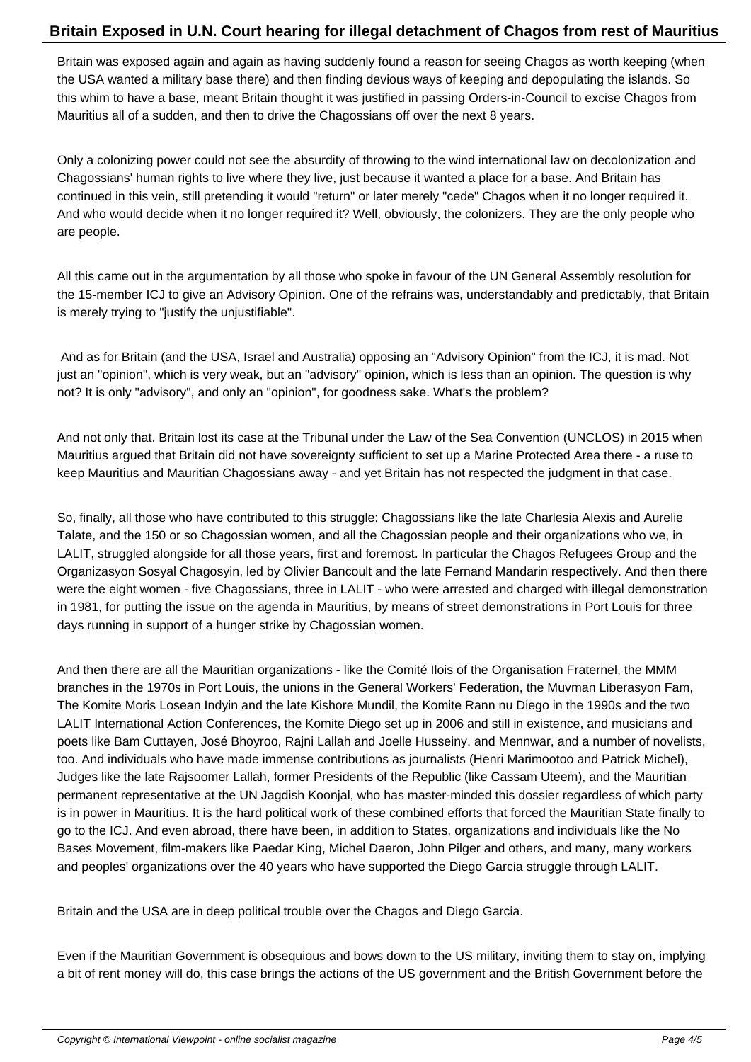Britain was exposed again and again as having suddenly found a reason for seeing Chagos as worth keeping (when the USA wanted a military base there) and then finding devious ways of keeping and depopulating the islands. So this whim to have a base, meant Britain thought it was justified in passing Orders-in-Council to excise Chagos from Mauritius all of a sudden, and then to drive the Chagossians off over the next 8 years.

Only a colonizing power could not see the absurdity of throwing to the wind international law on decolonization and Chagossians' human rights to live where they live, just because it wanted a place for a base. And Britain has continued in this vein, still pretending it would "return" or later merely "cede" Chagos when it no longer required it. And who would decide when it no longer required it? Well, obviously, the colonizers. They are the only people who are people.

All this came out in the argumentation by all those who spoke in favour of the UN General Assembly resolution for the 15-member ICJ to give an Advisory Opinion. One of the refrains was, understandably and predictably, that Britain is merely trying to "justify the unjustifiable".

And as for Britain (and the USA, Israel and Australia) opposing an "Advisory Opinion" from the ICJ, it is mad. Not just an "opinion", which is very weak, but an "advisory" opinion, which is less than an opinion. The question is why not? It is only "advisory", and only an "opinion", for goodness sake. What's the problem?

And not only that. Britain lost its case at the Tribunal under the Law of the Sea Convention (UNCLOS) in 2015 when Mauritius argued that Britain did not have sovereignty sufficient to set up a Marine Protected Area there - a ruse to keep Mauritius and Mauritian Chagossians away - and yet Britain has not respected the judgment in that case.

So, finally, all those who have contributed to this struggle: Chagossians like the late Charlesia Alexis and Aurelie Talate, and the 150 or so Chagossian women, and all the Chagossian people and their organizations who we, in LALIT, struggled alongside for all those years, first and foremost. In particular the Chagos Refugees Group and the Organizasyon Sosyal Chagosyin, led by Olivier Bancoult and the late Fernand Mandarin respectively. And then there were the eight women - five Chagossians, three in LALIT - who were arrested and charged with illegal demonstration in 1981, for putting the issue on the agenda in Mauritius, by means of street demonstrations in Port Louis for three days running in support of a hunger strike by Chagossian women.

And then there are all the Mauritian organizations - like the Comité Ilois of the Organisation Fraternel, the MMM branches in the 1970s in Port Louis, the unions in the General Workers' Federation, the Muvman Liberasyon Fam, The Komite Moris Losean Indyin and the late Kishore Mundil, the Komite Rann nu Diego in the 1990s and the two LALIT International Action Conferences, the Komite Diego set up in 2006 and still in existence, and musicians and poets like Bam Cuttayen, José Bhoyroo, Rajni Lallah and Joelle Husseiny, and Mennwar, and a number of novelists, too. And individuals who have made immense contributions as journalists (Henri Marimootoo and Patrick Michel), Judges like the late Rajsoomer Lallah, former Presidents of the Republic (like Cassam Uteem), and the Mauritian permanent representative at the UN Jagdish Koonjal, who has master-minded this dossier regardless of which party is in power in Mauritius. It is the hard political work of these combined efforts that forced the Mauritian State finally to go to the ICJ. And even abroad, there have been, in addition to States, organizations and individuals like the No Bases Movement, film-makers like Paedar King, Michel Daeron, John Pilger and others, and many, many workers and peoples' organizations over the 40 years who have supported the Diego Garcia struggle through LALIT.

Britain and the USA are in deep political trouble over the Chagos and Diego Garcia.

Even if the Mauritian Government is obsequious and bows down to the US military, inviting them to stay on, implying a bit of rent money will do, this case brings the actions of the US government and the British Government before the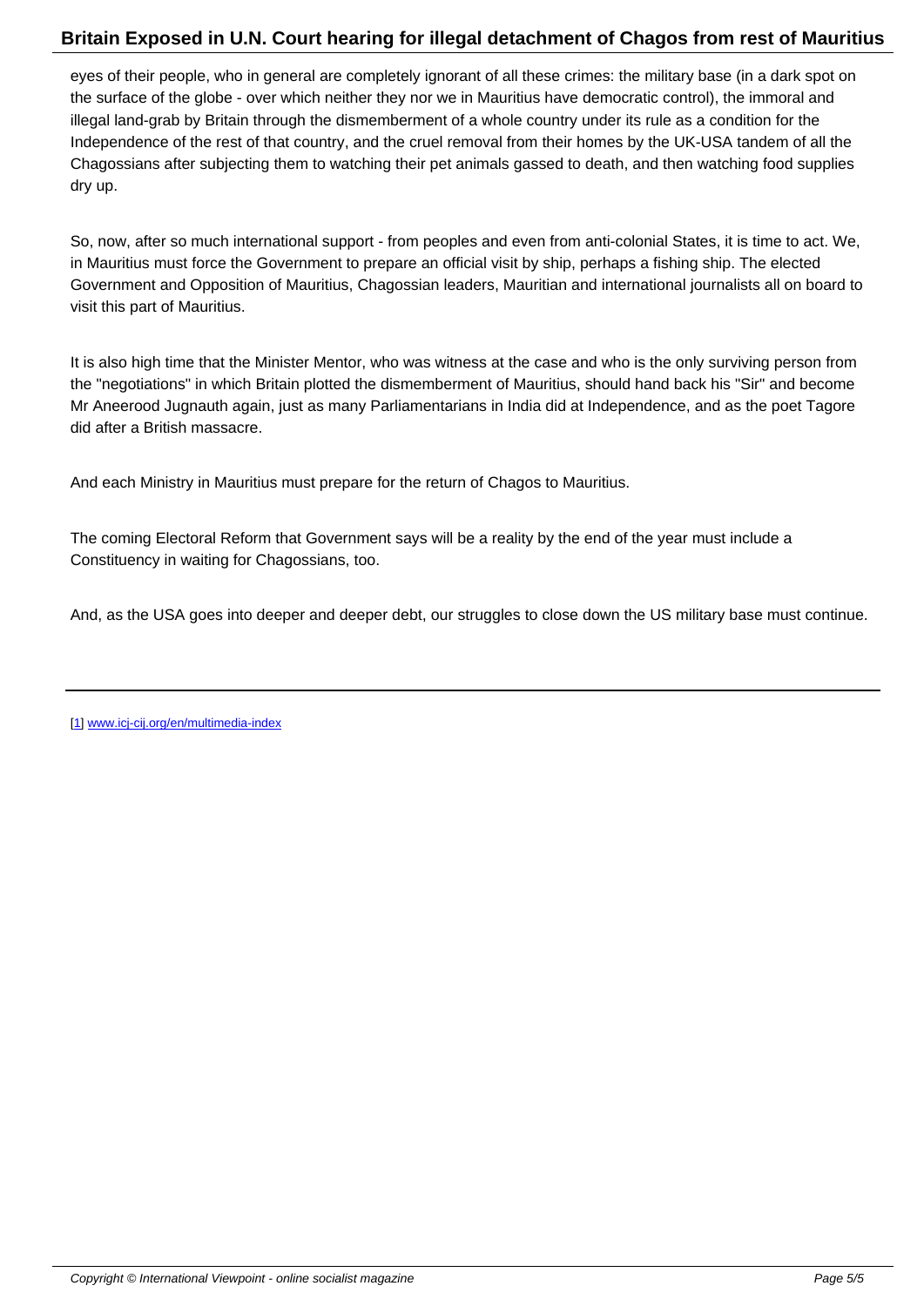eyes of their people, who in general are completely ignorant of all these crimes: the military base (in a dark spot on the surface of the globe - over which neither they nor we in Mauritius have democratic control), the immoral and illegal land-grab by Britain through the dismemberment of a whole country under its rule as a condition for the Independence of the rest of that country, and the cruel removal from their homes by the UK-USA tandem of all the Chagossians after subjecting them to watching their pet animals gassed to death, and then watching food supplies dry up.

So, now, after so much international support - from peoples and even from anti-colonial States, it is time to act. We, in Mauritius must force the Government to prepare an official visit by ship, perhaps a fishing ship. The elected Government and Opposition of Mauritius, Chagossian leaders, Mauritian and international journalists all on board to visit this part of Mauritius.

It is also high time that the Minister Mentor, who was witness at the case and who is the only surviving person from the "negotiations" in which Britain plotted the dismemberment of Mauritius, should hand back his "Sir" and become Mr Aneerood Jugnauth again, just as many Parliamentarians in India did at Independence, and as the poet Tagore did after a British massacre.

And each Ministry in Mauritius must prepare for the return of Chagos to Mauritius.

The coming Electoral Reform that Government says will be a reality by the end of the year must include a Constituency in waiting for Chagossians, too.

And, as the USA goes into deeper and deeper debt, our struggles to close down the US military base must continue.

---

[1] www.icj-cij.org/en/multimedia-index